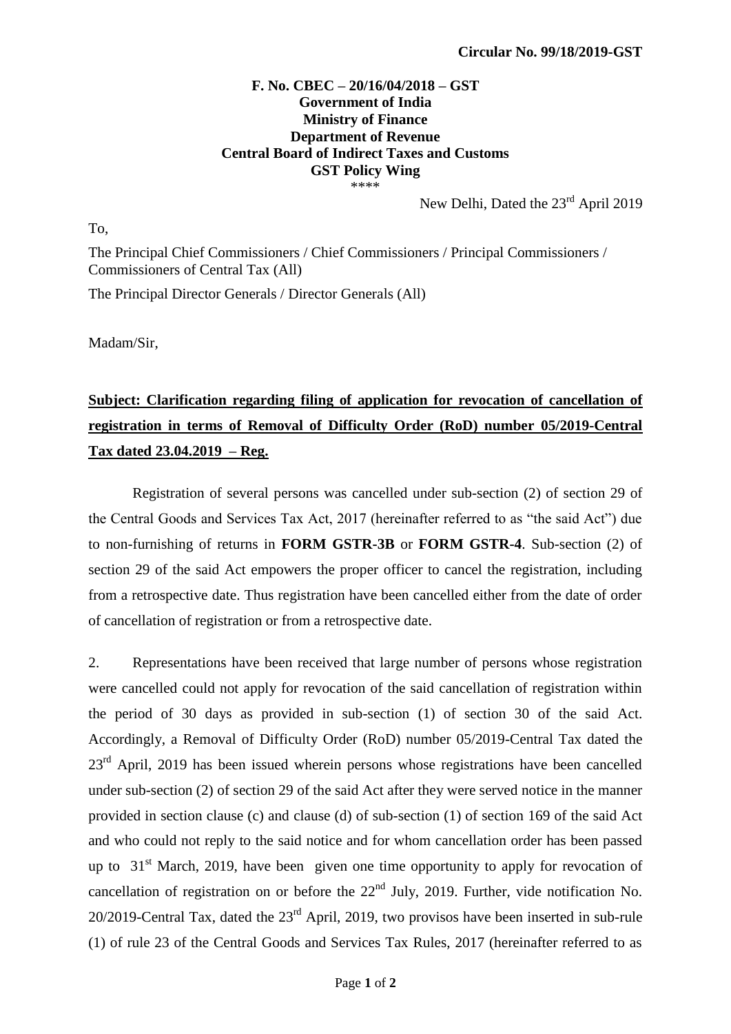**Circular No. 99/18/2019-GST**

**F. No. CBEC – 20/16/04/2018 – GST**
**Government of India**
**Ministry of Finance**
**Department of Revenue**
**Central Board of Indirect Taxes and Customs**
**GST Policy Wing**
\*\*\*\*

New Delhi, Dated the 23rd April 2019

To,

The Principal Chief Commissioners / Chief Commissioners / Principal Commissioners / Commissioners of Central Tax (All)

The Principal Director Generals / Director Generals (All)

Madam/Sir,

**Subject: Clarification regarding filing of application for revocation of cancellation of registration in terms of Removal of Difficulty Order (RoD) number 05/2019-Central Tax dated 23.04.2019 – Reg.**

Registration of several persons was cancelled under sub-section (2) of section 29 of the Central Goods and Services Tax Act, 2017 (hereinafter referred to as "the said Act") due to non-furnishing of returns in **FORM GSTR-3B** or **FORM GSTR-4**. Sub-section (2) of section 29 of the said Act empowers the proper officer to cancel the registration, including from a retrospective date. Thus registration have been cancelled either from the date of order of cancellation of registration or from a retrospective date.

2. Representations have been received that large number of persons whose registration were cancelled could not apply for revocation of the said cancellation of registration within the period of 30 days as provided in sub-section (1) of section 30 of the said Act. Accordingly, a Removal of Difficulty Order (RoD) number 05/2019-Central Tax dated the 23rd April, 2019 has been issued wherein persons whose registrations have been cancelled under sub-section (2) of section 29 of the said Act after they were served notice in the manner provided in section clause (c) and clause (d) of sub-section (1) of section 169 of the said Act and who could not reply to the said notice and for whom cancellation order has been passed up to 31st March, 2019, have been given one time opportunity to apply for revocation of cancellation of registration on or before the 22nd July, 2019. Further, vide notification No. 20/2019-Central Tax, dated the 23rd April, 2019, two provisos have been inserted in sub-rule (1) of rule 23 of the Central Goods and Services Tax Rules, 2017 (hereinafter referred to as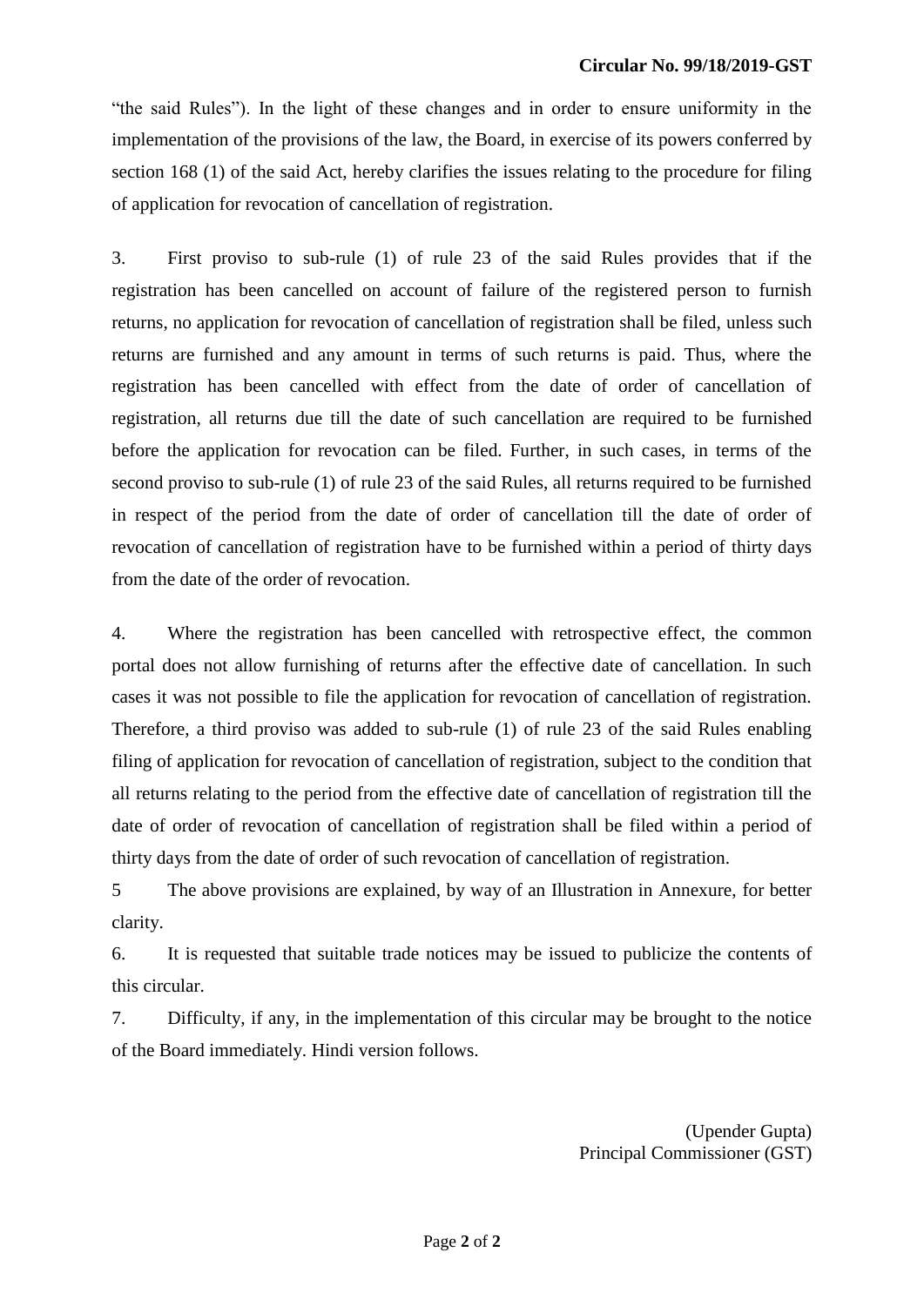"the said Rules"). In the light of these changes and in order to ensure uniformity in the implementation of the provisions of the law, the Board, in exercise of its powers conferred by section 168 (1) of the said Act, hereby clarifies the issues relating to the procedure for filing of application for revocation of cancellation of registration.

3. First proviso to sub-rule (1) of rule 23 of the said Rules provides that if the registration has been cancelled on account of failure of the registered person to furnish returns, no application for revocation of cancellation of registration shall be filed, unless such returns are furnished and any amount in terms of such returns is paid. Thus, where the registration has been cancelled with effect from the date of order of cancellation of registration, all returns due till the date of such cancellation are required to be furnished before the application for revocation can be filed. Further, in such cases, in terms of the second proviso to sub-rule (1) of rule 23 of the said Rules, all returns required to be furnished in respect of the period from the date of order of cancellation till the date of order of revocation of cancellation of registration have to be furnished within a period of thirty days from the date of the order of revocation.

4. Where the registration has been cancelled with retrospective effect, the common portal does not allow furnishing of returns after the effective date of cancellation. In such cases it was not possible to file the application for revocation of cancellation of registration. Therefore, a third proviso was added to sub-rule (1) of rule 23 of the said Rules enabling filing of application for revocation of cancellation of registration, subject to the condition that all returns relating to the period from the effective date of cancellation of registration till the date of order of revocation of cancellation of registration shall be filed within a period of thirty days from the date of order of such revocation of cancellation of registration.

5 The above provisions are explained, by way of an Illustration in Annexure, for better clarity.

6. It is requested that suitable trade notices may be issued to publicize the contents of this circular.

7. Difficulty, if any, in the implementation of this circular may be brought to the notice of the Board immediately. Hindi version follows.

(Upender Gupta)
Principal Commissioner (GST)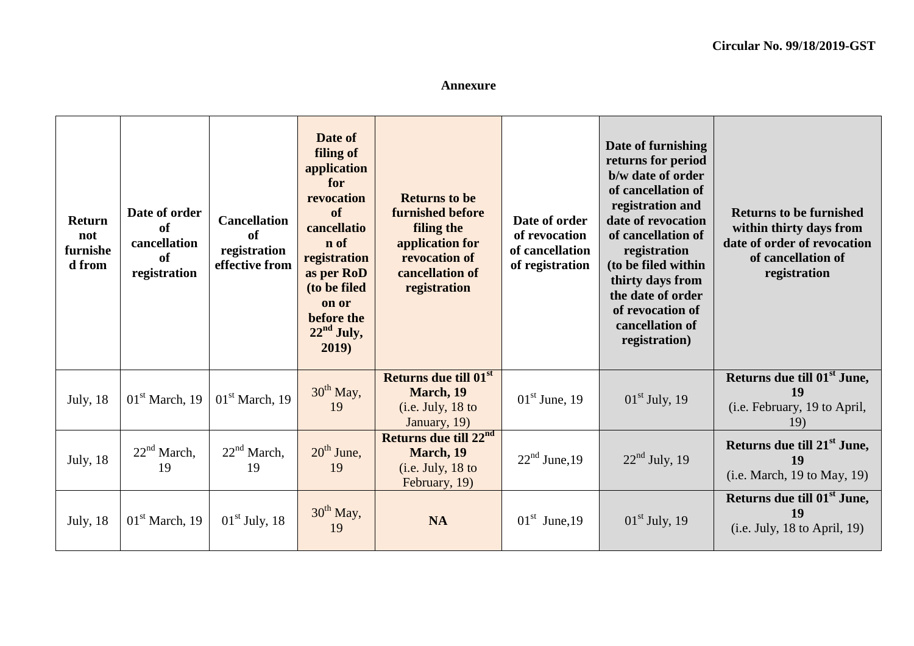**Circular No. 99/18/2019-GST**

**Annexure**

| Return not furnished from | Date of order of cancellation of registration | Cancellation of registration effective from | Date of filing of application for revocation of cancellation of registration as per RoD (to be filed on or before the 22nd July, 2019) | Returns to be furnished before filing the application for revocation of cancellation of registration | Date of order of revocation of cancellation of registration | Date of furnishing returns for period b/w date of order of cancellation of registration and date of revocation of cancellation of registration (to be filed within thirty days from the date of order of revocation of cancellation of registration) | Returns to be furnished within thirty days from date of order of revocation of cancellation of registration |
|---|---|---|---|---|---|---|---|
| July, 18 | 01st March, 19 | 01st March, 19 | 30th May, 19 | **Returns due till 01st March, 19** (i.e. July, 18 to January, 19) | 01st June, 19 | 01st July, 19 | **Returns due till 01st June, 19** (i.e. February, 19 to April, 19) |
| July, 18 | 22nd March, 19 | 22nd March, 19 | 20th June, 19 | **Returns due till 22nd March, 19** (i.e. July, 18 to February, 19) | 22nd June,19 | 22nd July, 19 | **Returns due till 21st June, 19** (i.e. March, 19 to May, 19) |
| July, 18 | 01st March, 19 | 01st July, 18 | 30th May, 19 | **NA** | 01st June,19 | 01st July, 19 | **Returns due till 01st June, 19** (i.e. July, 18 to April, 19) |